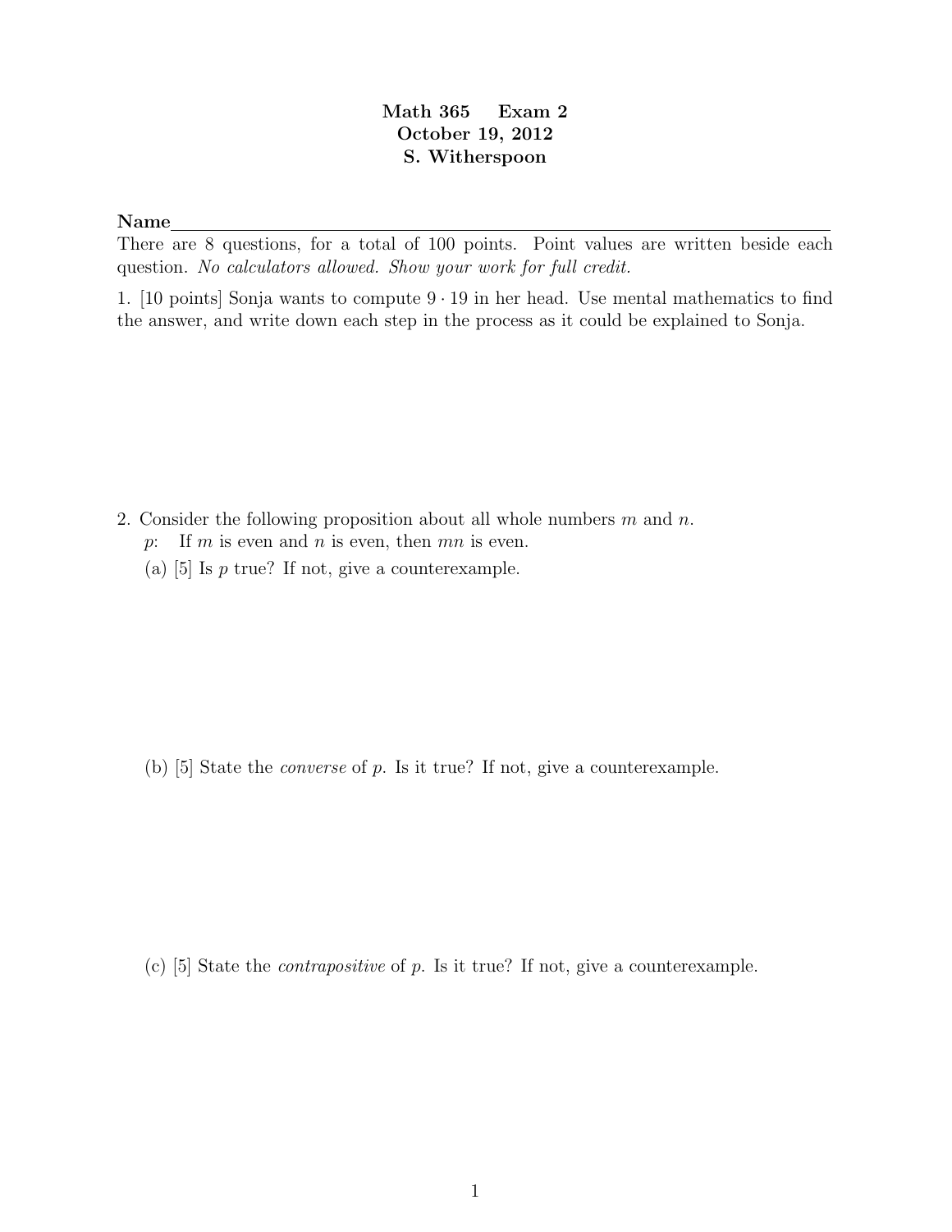# Math 365 Exam 2
## October 19, 2012
## S. Witherspoon

**Name**\_\_\_\_\_\_\_\_\_\_\_\_\_\_\_\_\_\_\_\_\_\_\_\_\_\_\_\_\_\_\_\_\_\_\_\_\_\_\_\_\_\_\_\_\_\_\_\_\_\_\_\_\_\_\_\_\_\_

There are 8 questions, for a total of 100 points. Point values are written beside each question. *No calculators allowed. Show your work for full credit.*

1. [10 points] Sonja wants to compute $9 \cdot 19$ in her head. Use mental mathematics to find the answer, and write down each step in the process as it could be explained to Sonja.

2. Consider the following proposition about all whole numbers $m$ and $n$.

   $p$: If $m$ is even and $n$ is even, then $mn$ is even.

   (a) [5] Is $p$ true? If not, give a counterexample.

   (b) [5] State the *converse* of $p$. Is it true? If not, give a counterexample.

   (c) [5] State the *contrapositive* of $p$. Is it true? If not, give a counterexample.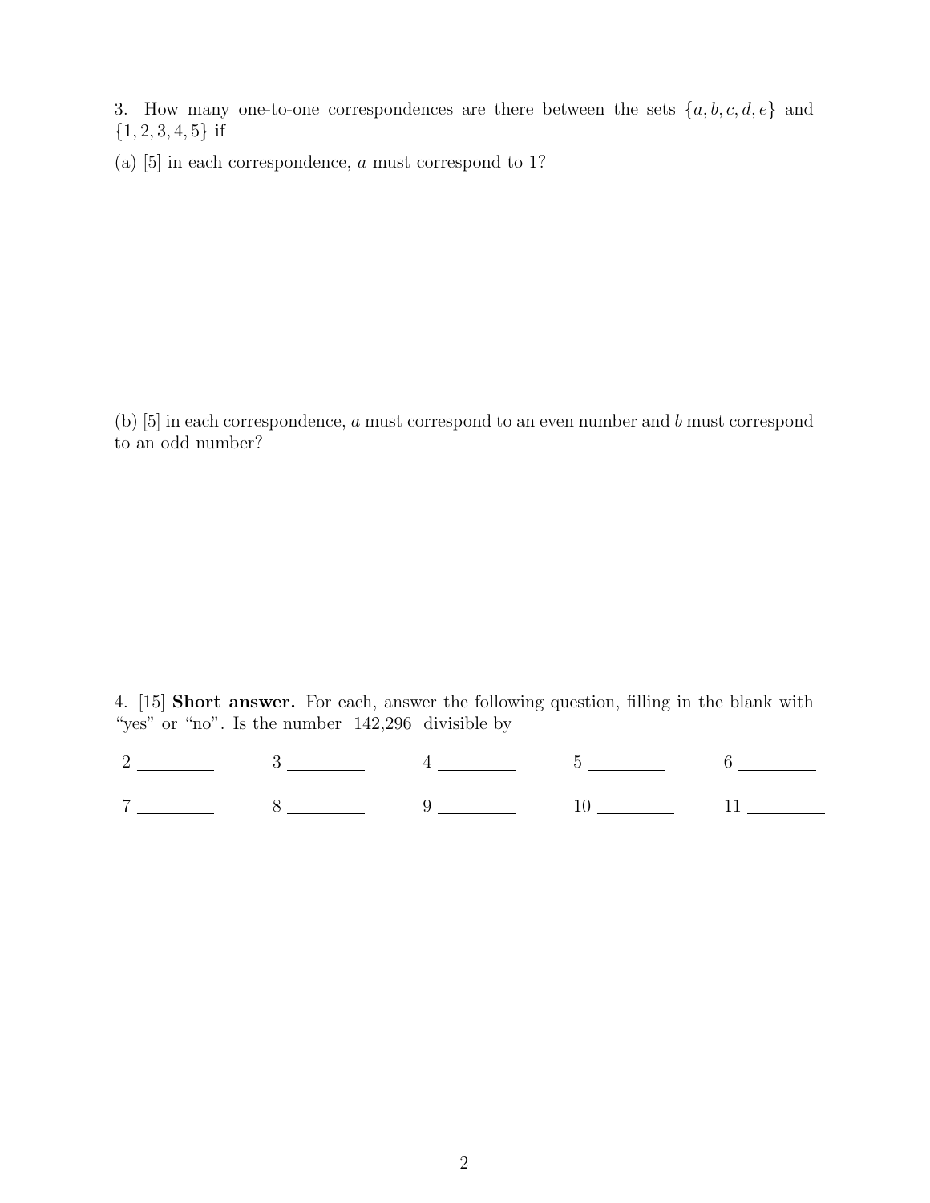3. How many one-to-one correspondences are there between the sets $\{a, b, c, d, e\}$ and $\{1, 2, 3, 4, 5\}$ if

(a) [5] in each correspondence, $a$ must correspond to 1?

(b) [5] in each correspondence, $a$ must correspond to an even number and $b$ must correspond to an odd number?

4. [15] **Short answer.** For each, answer the following question, filling in the blank with "yes" or "no". Is the number 142,296 divisible by

| | | | | |
|---|---|---|---|---|
| 2 ________ | 3 ________ | 4 ________ | 5 ________ | 6 ________ |
| 7 ________ | 8 ________ | 9 ________ | 10 ________ | 11 ________ |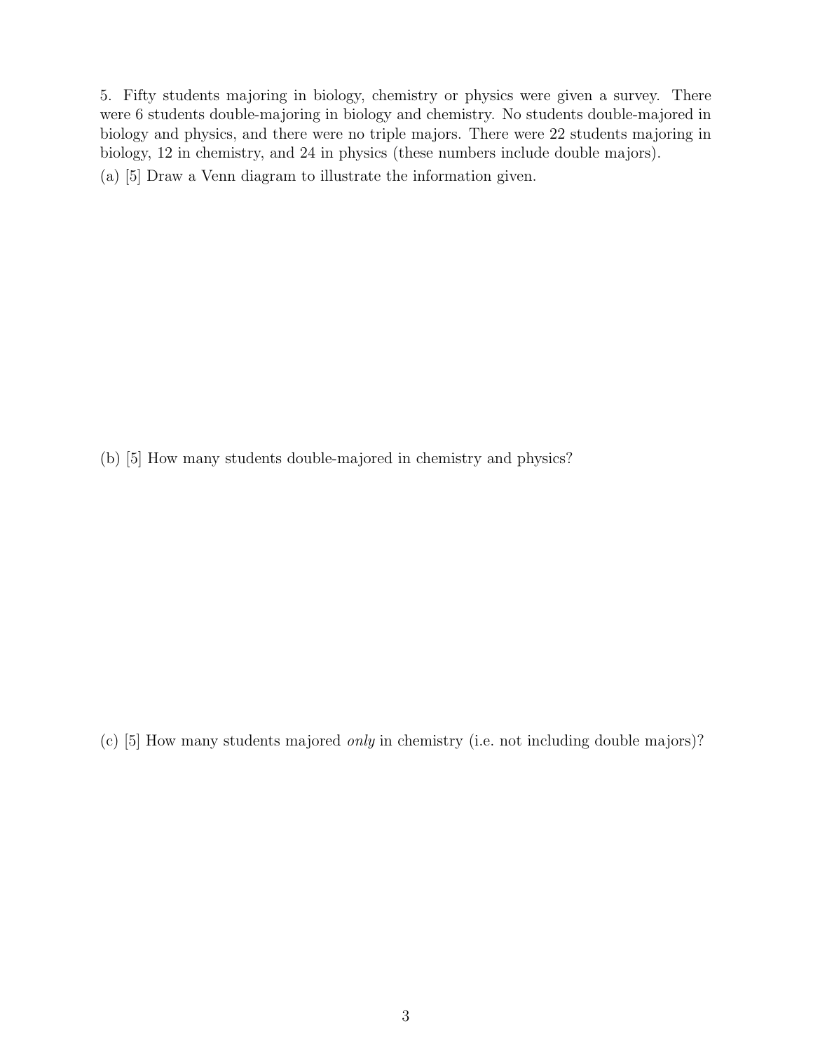5. Fifty students majoring in biology, chemistry or physics were given a survey. There were 6 students double-majoring in biology and chemistry. No students double-majored in biology and physics, and there were no triple majors. There were 22 students majoring in biology, 12 in chemistry, and 24 in physics (these numbers include double majors).

(a) [5] Draw a Venn diagram to illustrate the information given.

(b) [5] How many students double-majored in chemistry and physics?

(c) [5] How many students majored *only* in chemistry (i.e. not including double majors)?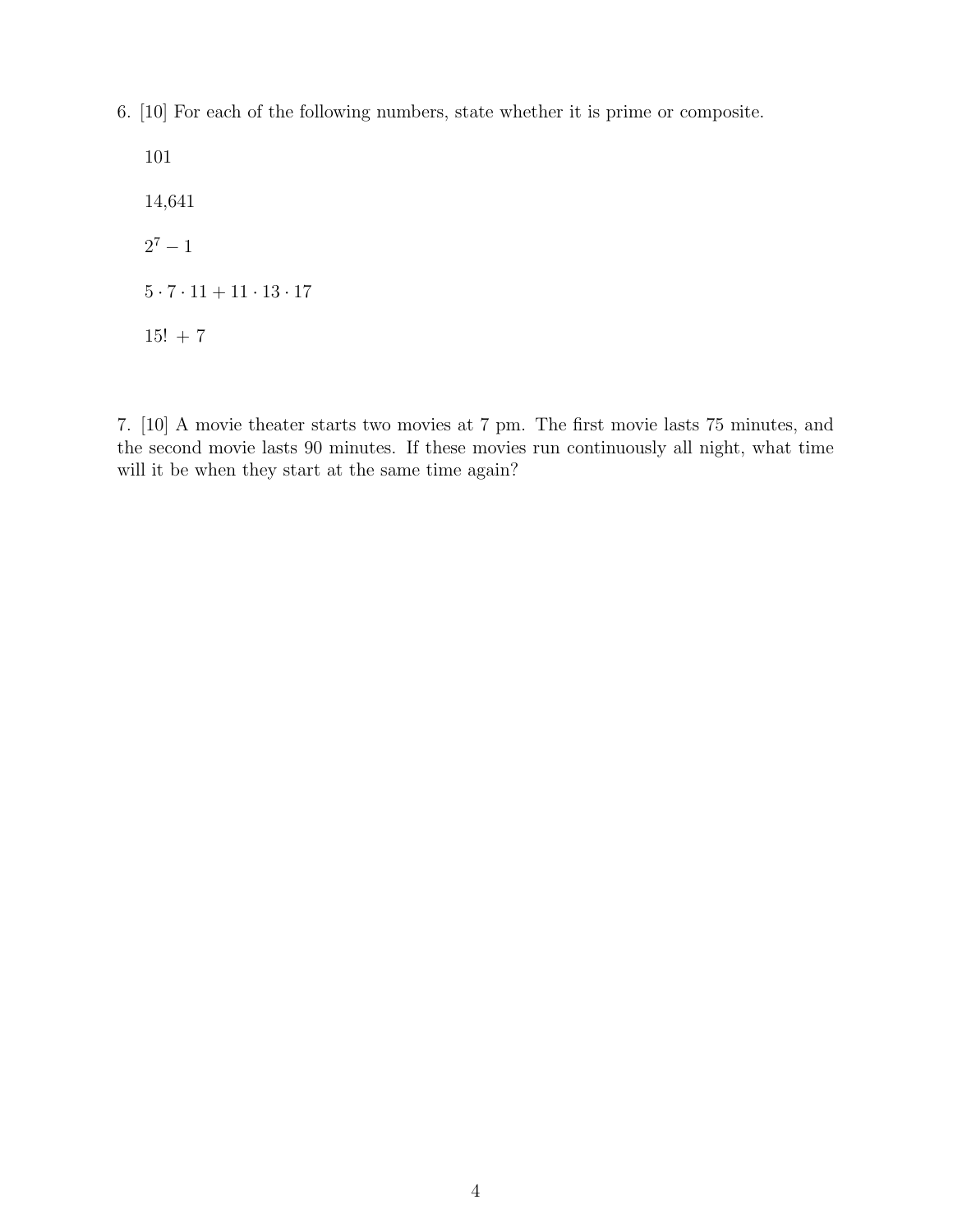6. [10] For each of the following numbers, state whether it is prime or composite.

101

14,641

$2^7 - 1$

$5 \cdot 7 \cdot 11 + 11 \cdot 13 \cdot 17$

$15! + 7$

7. [10] A movie theater starts two movies at 7 pm. The first movie lasts 75 minutes, and the second movie lasts 90 minutes. If these movies run continuously all night, what time will it be when they start at the same time again?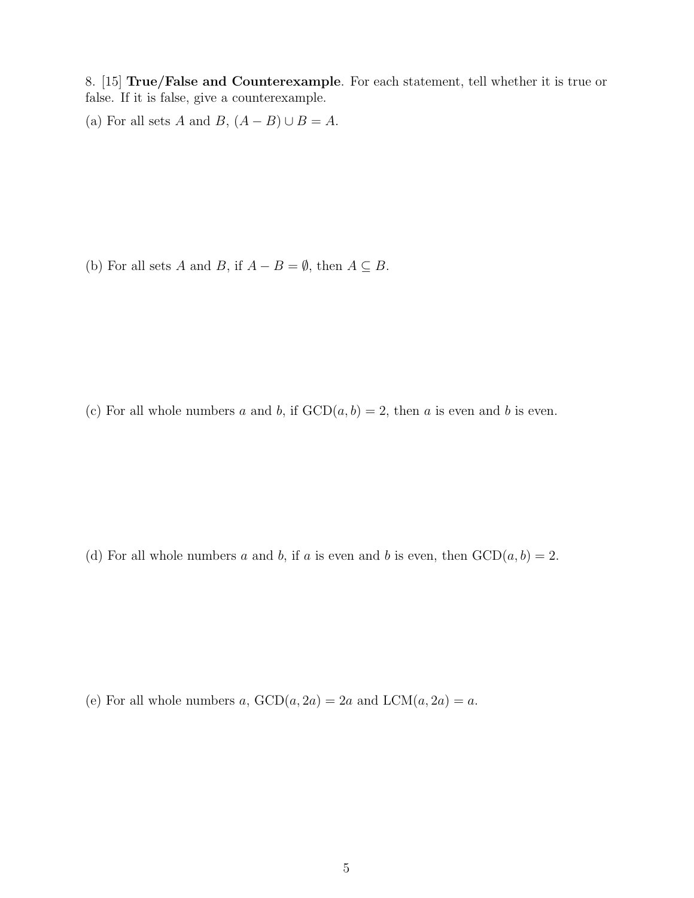8. [15] **True/False and Counterexample**. For each statement, tell whether it is true or false. If it is false, give a counterexample.

(a) For all sets $A$ and $B$, $(A - B) \cup B = A$.

(b) For all sets $A$ and $B$, if $A - B = \emptyset$, then $A \subseteq B$.

(c) For all whole numbers $a$ and $b$, if $\text{GCD}(a, b) = 2$, then $a$ is even and $b$ is even.

(d) For all whole numbers $a$ and $b$, if $a$ is even and $b$ is even, then $\text{GCD}(a, b) = 2$.

(e) For all whole numbers $a$, $\text{GCD}(a, 2a) = 2a$ and $\text{LCM}(a, 2a) = a$.